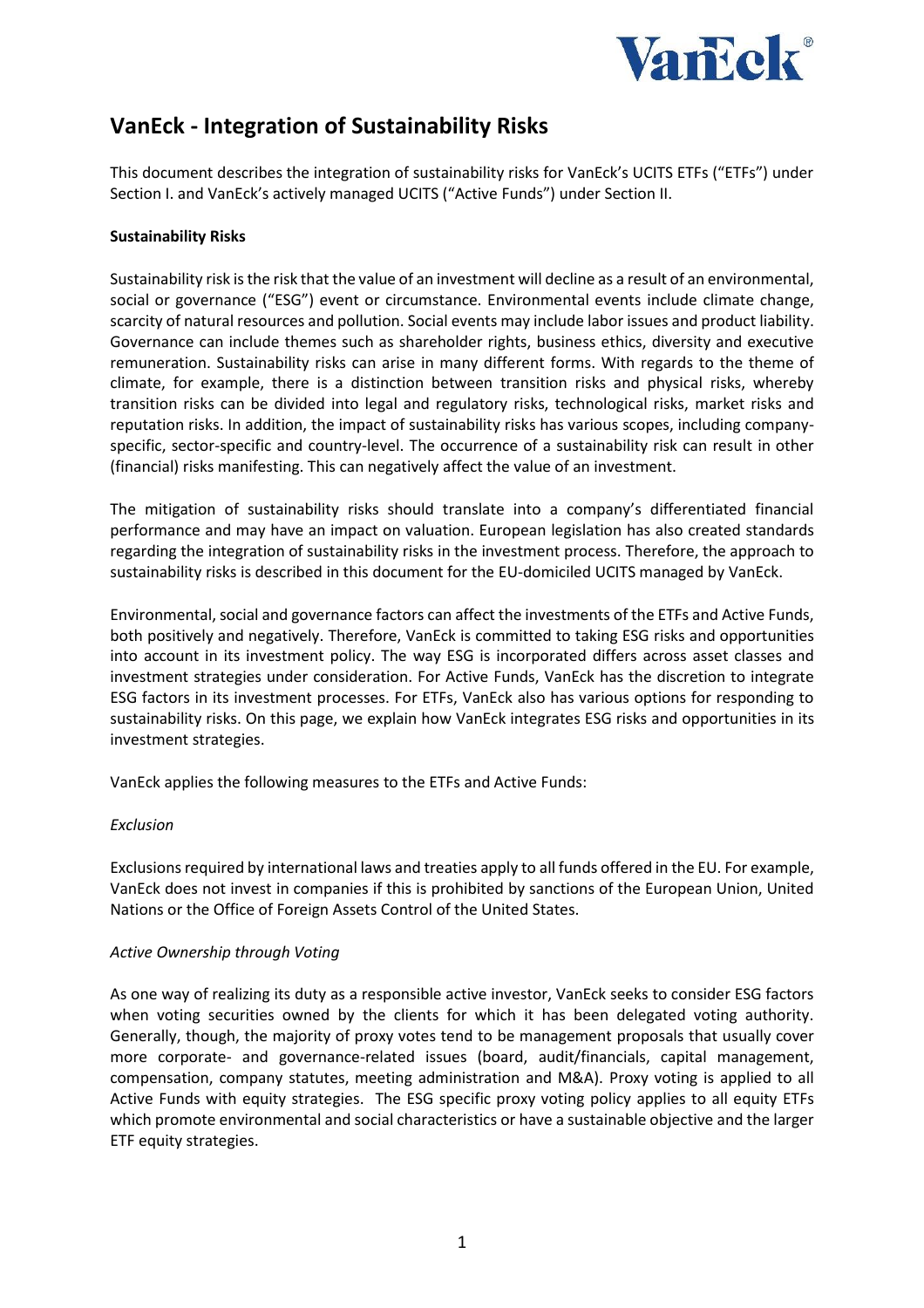# VanEck - Integration of Sustainability Risks

This document describes the integration of sustainability risks for VanEck's UCITS ETFs ("ETFs") under Section I. and VanEck's actively managed UCITS ("Active Funds") under Section II.

**Sustainability Risks**

Sustainability risk is the risk that the value of an investment will decline as a result of an environmental, social or governance ("ESG") event or circumstance. Environmental events include climate change, scarcity of natural resources and pollution. Social events may include labor issues and product liability. Governance can include themes such as shareholder rights, business ethics, diversity and executive remuneration. Sustainability risks can arise in many different forms. With regards to the theme of climate, for example, there is a distinction between transition risks and physical risks, whereby transition risks can be divided into legal and regulatory risks, technological risks, market risks and reputation risks. In addition, the impact of sustainability risks has various scopes, including company-specific, sector-specific and country-level. The occurrence of a sustainability risk can result in other (financial) risks manifesting. This can negatively affect the value of an investment.

The mitigation of sustainability risks should translate into a company's differentiated financial performance and may have an impact on valuation. European legislation has also created standards regarding the integration of sustainability risks in the investment process. Therefore, the approach to sustainability risks is described in this document for the EU-domiciled UCITS managed by VanEck.

Environmental, social and governance factors can affect the investments of the ETFs and Active Funds, both positively and negatively. Therefore, VanEck is committed to taking ESG risks and opportunities into account in its investment policy. The way ESG is incorporated differs across asset classes and investment strategies under consideration. For Active Funds, VanEck has the discretion to integrate ESG factors in its investment processes. For ETFs, VanEck also has various options for responding to sustainability risks. On this page, we explain how VanEck integrates ESG risks and opportunities in its investment strategies.

VanEck applies the following measures to the ETFs and Active Funds:

*Exclusion*

Exclusions required by international laws and treaties apply to all funds offered in the EU. For example, VanEck does not invest in companies if this is prohibited by sanctions of the European Union, United Nations or the Office of Foreign Assets Control of the United States.

*Active Ownership through Voting*

As one way of realizing its duty as a responsible active investor, VanEck seeks to consider ESG factors when voting securities owned by the clients for which it has been delegated voting authority. Generally, though, the majority of proxy votes tend to be management proposals that usually cover more corporate- and governance-related issues (board, audit/financials, capital management, compensation, company statutes, meeting administration and M&A). Proxy voting is applied to all Active Funds with equity strategies. The ESG specific proxy voting policy applies to all equity ETFs which promote environmental and social characteristics or have a sustainable objective and the larger ETF equity strategies.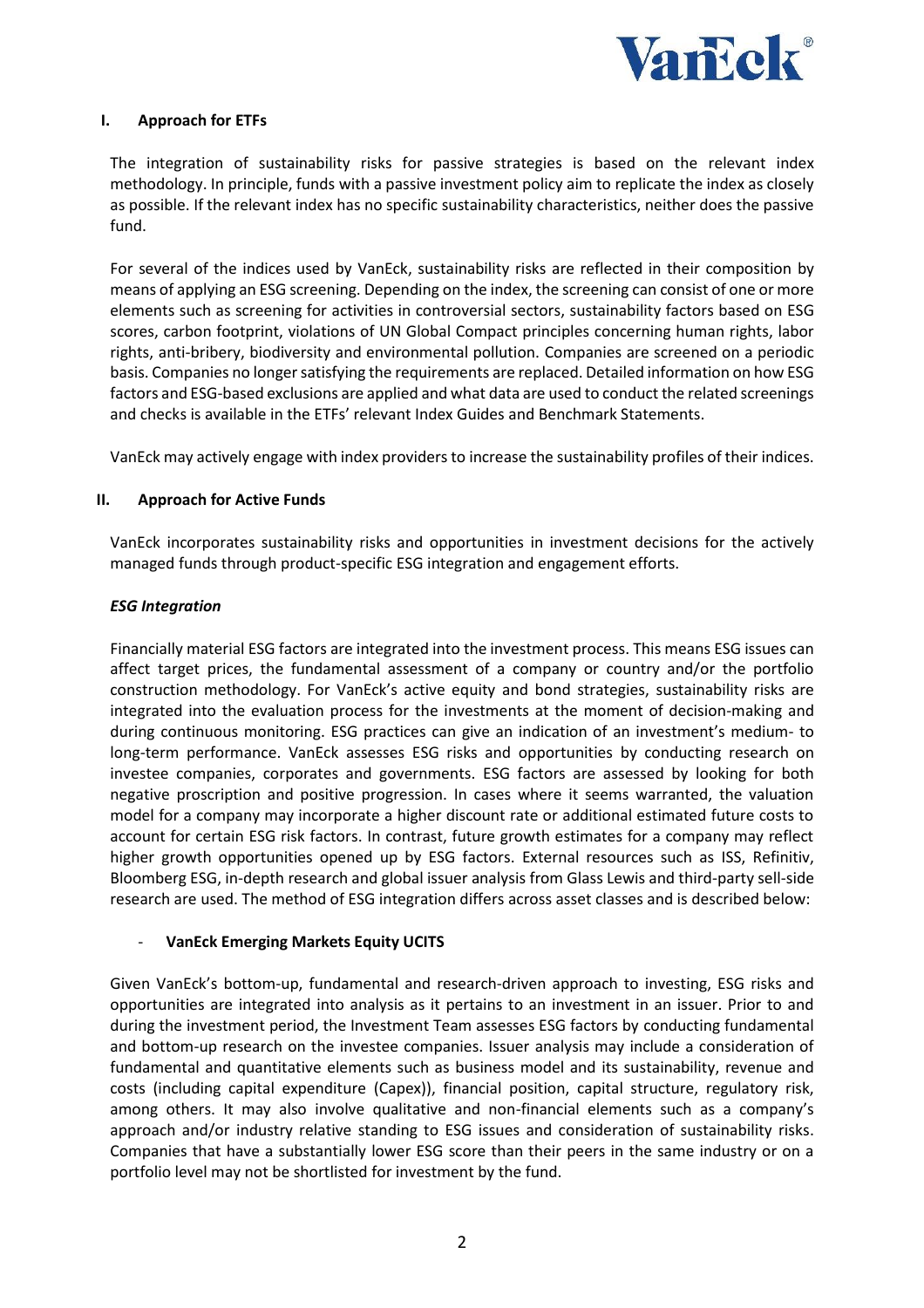## I. Approach for ETFs

The integration of sustainability risks for passive strategies is based on the relevant index methodology. In principle, funds with a passive investment policy aim to replicate the index as closely as possible. If the relevant index has no specific sustainability characteristics, neither does the passive fund.

For several of the indices used by VanEck, sustainability risks are reflected in their composition by means of applying an ESG screening. Depending on the index, the screening can consist of one or more elements such as screening for activities in controversial sectors, sustainability factors based on ESG scores, carbon footprint, violations of UN Global Compact principles concerning human rights, labor rights, anti-bribery, biodiversity and environmental pollution. Companies are screened on a periodic basis. Companies no longer satisfying the requirements are replaced. Detailed information on how ESG factors and ESG-based exclusions are applied and what data are used to conduct the related screenings and checks is available in the ETFs' relevant Index Guides and Benchmark Statements.

VanEck may actively engage with index providers to increase the sustainability profiles of their indices.

## II. Approach for Active Funds

VanEck incorporates sustainability risks and opportunities in investment decisions for the actively managed funds through product-specific ESG integration and engagement efforts.

***ESG Integration***

Financially material ESG factors are integrated into the investment process. This means ESG issues can affect target prices, the fundamental assessment of a company or country and/or the portfolio construction methodology. For VanEck's active equity and bond strategies, sustainability risks are integrated into the evaluation process for the investments at the moment of decision-making and during continuous monitoring. ESG practices can give an indication of an investment's medium- to long-term performance. VanEck assesses ESG risks and opportunities by conducting research on investee companies, corporates and governments. ESG factors are assessed by looking for both negative proscription and positive progression. In cases where it seems warranted, the valuation model for a company may incorporate a higher discount rate or additional estimated future costs to account for certain ESG risk factors. In contrast, future growth estimates for a company may reflect higher growth opportunities opened up by ESG factors. External resources such as ISS, Refinitiv, Bloomberg ESG, in-depth research and global issuer analysis from Glass Lewis and third-party sell-side research are used. The method of ESG integration differs across asset classes and is described below:

- **VanEck Emerging Markets Equity UCITS**

Given VanEck's bottom-up, fundamental and research-driven approach to investing, ESG risks and opportunities are integrated into analysis as it pertains to an investment in an issuer. Prior to and during the investment period, the Investment Team assesses ESG factors by conducting fundamental and bottom-up research on the investee companies. Issuer analysis may include a consideration of fundamental and quantitative elements such as business model and its sustainability, revenue and costs (including capital expenditure (Capex)), financial position, capital structure, regulatory risk, among others. It may also involve qualitative and non-financial elements such as a company's approach and/or industry relative standing to ESG issues and consideration of sustainability risks. Companies that have a substantially lower ESG score than their peers in the same industry or on a portfolio level may not be shortlisted for investment by the fund.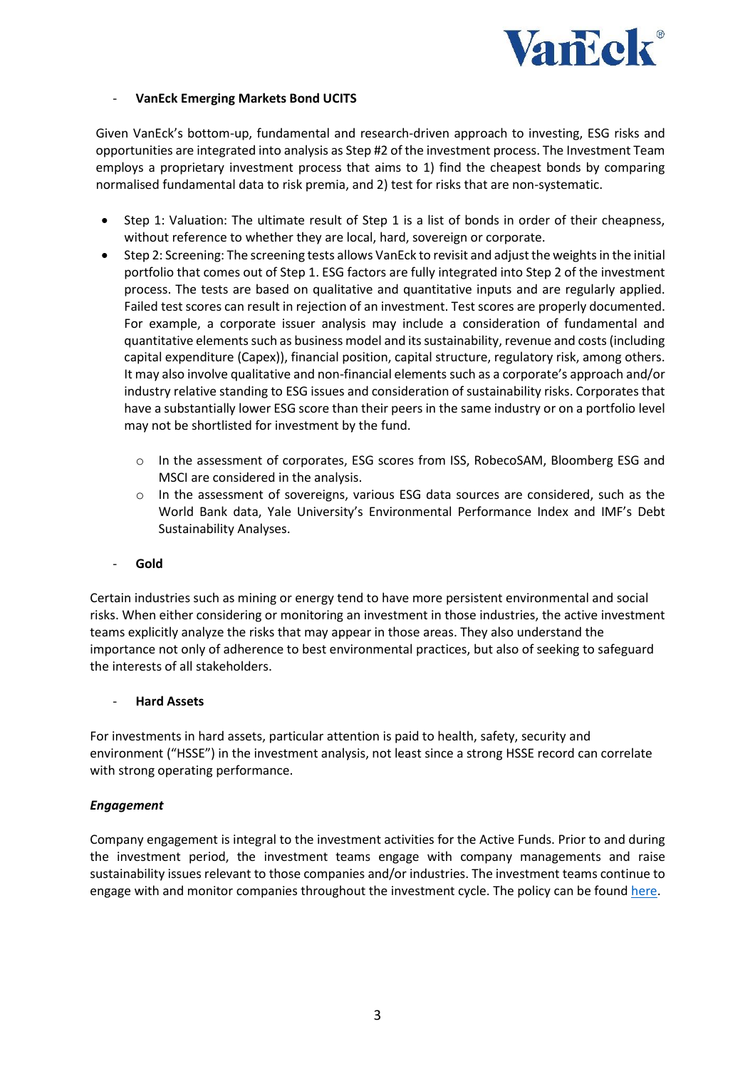- **VanEck Emerging Markets Bond UCITS**

Given VanEck's bottom-up, fundamental and research-driven approach to investing, ESG risks and opportunities are integrated into analysis as Step #2 of the investment process. The Investment Team employs a proprietary investment process that aims to 1) find the cheapest bonds by comparing normalised fundamental data to risk premia, and 2) test for risks that are non-systematic.

- Step 1: Valuation: The ultimate result of Step 1 is a list of bonds in order of their cheapness, without reference to whether they are local, hard, sovereign or corporate.
- Step 2: Screening: The screening tests allows VanEck to revisit and adjust the weights in the initial portfolio that comes out of Step 1. ESG factors are fully integrated into Step 2 of the investment process. The tests are based on qualitative and quantitative inputs and are regularly applied. Failed test scores can result in rejection of an investment. Test scores are properly documented. For example, a corporate issuer analysis may include a consideration of fundamental and quantitative elements such as business model and its sustainability, revenue and costs (including capital expenditure (Capex)), financial position, capital structure, regulatory risk, among others. It may also involve qualitative and non-financial elements such as a corporate's approach and/or industry relative standing to ESG issues and consideration of sustainability risks. Corporates that have a substantially lower ESG score than their peers in the same industry or on a portfolio level may not be shortlisted for investment by the fund.
    - In the assessment of corporates, ESG scores from ISS, RobecoSAM, Bloomberg ESG and MSCI are considered in the analysis.
    - In the assessment of sovereigns, various ESG data sources are considered, such as the World Bank data, Yale University's Environmental Performance Index and IMF's Debt Sustainability Analyses.

- **Gold**

Certain industries such as mining or energy tend to have more persistent environmental and social risks. When either considering or monitoring an investment in those industries, the active investment teams explicitly analyze the risks that may appear in those areas. They also understand the importance not only of adherence to best environmental practices, but also of seeking to safeguard the interests of all stakeholders.

- **Hard Assets**

For investments in hard assets, particular attention is paid to health, safety, security and environment ("HSSE") in the investment analysis, not least since a strong HSSE record can correlate with strong operating performance.

***Engagement***

Company engagement is integral to the investment activities for the Active Funds. Prior to and during the investment period, the investment teams engage with company managements and raise sustainability issues relevant to those companies and/or industries. The investment teams continue to engage with and monitor companies throughout the investment cycle. The policy can be found here.